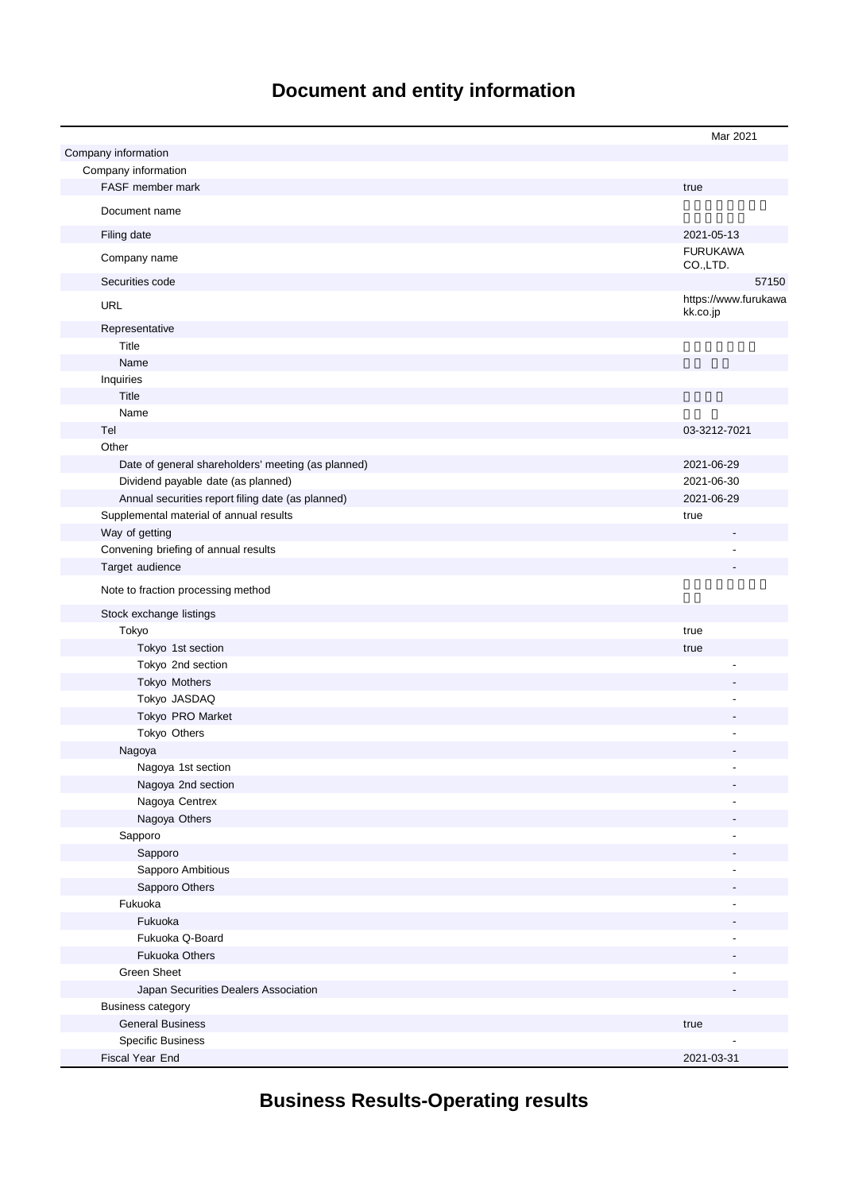# Document and entity information

| | Mar 2021 |
|---|---|
| Company information | |
| Company information | |
| FASF member mark | true |
| Document name | |
| Filing date | 2021-05-13 |
| Company name | FURUKAWA CO.,LTD. |
| Securities code | 57150 |
| URL | https://www.furukawakk.co.jp |
| Representative | |
| Title | |
| Name | |
| Inquiries | |
| Title | |
| Name | |
| Tel | 03-3212-7021 |
| Other | |
| Date of general shareholders' meeting (as planned) | 2021-06-29 |
| Dividend payable date (as planned) | 2021-06-30 |
| Annual securities report filing date (as planned) | 2021-06-29 |
| Supplemental material of annual results | true |
| Way of getting | - |
| Convening briefing of annual results | - |
| Target audience | - |
| Note to fraction processing method | |
| Stock exchange listings | |
| Tokyo | true |
| Tokyo 1st section | true |
| Tokyo 2nd section | - |
| Tokyo Mothers | - |
| Tokyo JASDAQ | - |
| Tokyo PRO Market | - |
| Tokyo Others | - |
| Nagoya | - |
| Nagoya 1st section | - |
| Nagoya 2nd section | - |
| Nagoya Centrex | - |
| Nagoya Others | - |
| Sapporo | - |
| Sapporo | - |
| Sapporo Ambitious | - |
| Sapporo Others | - |
| Fukuoka | - |
| Fukuoka | - |
| Fukuoka Q-Board | - |
| Fukuoka Others | - |
| Green Sheet | - |
| Japan Securities Dealers Association | - |
| Business category | |
| General Business | true |
| Specific Business | - |
| Fiscal Year End | 2021-03-31 |

# Business Results-Operating results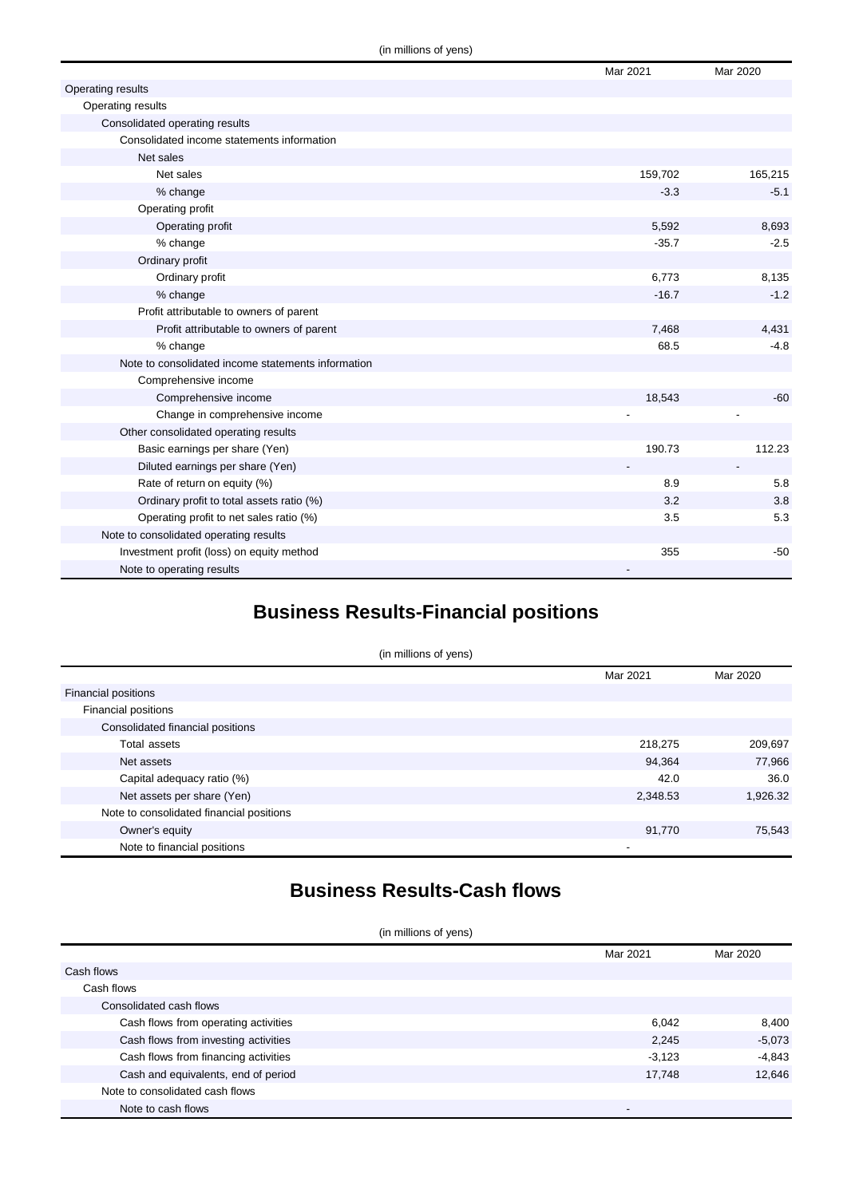(in millions of yens)

| | Mar 2021 | Mar 2020 |
|---|---|---|
| Operating results | | |
| Operating results | | |
| Consolidated operating results | | |
| Consolidated income statements information | | |
| Net sales | | |
| Net sales | 159,702 | 165,215 |
| % change | -3.3 | -5.1 |
| Operating profit | | |
| Operating profit | 5,592 | 8,693 |
| % change | -35.7 | -2.5 |
| Ordinary profit | | |
| Ordinary profit | 6,773 | 8,135 |
| % change | -16.7 | -1.2 |
| Profit attributable to owners of parent | | |
| Profit attributable to owners of parent | 7,468 | 4,431 |
| % change | 68.5 | -4.8 |
| Note to consolidated income statements information | | |
| Comprehensive income | | |
| Comprehensive income | 18,543 | -60 |
| Change in comprehensive income | - | - |
| Other consolidated operating results | | |
| Basic earnings per share (Yen) | 190.73 | 112.23 |
| Diluted earnings per share (Yen) | - | - |
| Rate of return on equity (%) | 8.9 | 5.8 |
| Ordinary profit to total assets ratio (%) | 3.2 | 3.8 |
| Operating profit to net sales ratio (%) | 3.5 | 5.3 |
| Note to consolidated operating results | | |
| Investment profit (loss) on equity method | 355 | -50 |
| Note to operating results | - | |

# Business Results-Financial positions

(in millions of yens)

| | Mar 2021 | Mar 2020 |
|---|---|---|
| Financial positions | | |
| Financial positions | | |
| Consolidated financial positions | | |
| Total assets | 218,275 | 209,697 |
| Net assets | 94,364 | 77,966 |
| Capital adequacy ratio (%) | 42.0 | 36.0 |
| Net assets per share (Yen) | 2,348.53 | 1,926.32 |
| Note to consolidated financial positions | | |
| Owner's equity | 91,770 | 75,543 |
| Note to financial positions | - | |

# Business Results-Cash flows

(in millions of yens)

| | Mar 2021 | Mar 2020 |
|---|---|---|
| Cash flows | | |
| Cash flows | | |
| Consolidated cash flows | | |
| Cash flows from operating activities | 6,042 | 8,400 |
| Cash flows from investing activities | 2,245 | -5,073 |
| Cash flows from financing activities | -3,123 | -4,843 |
| Cash and equivalents, end of period | 17,748 | 12,646 |
| Note to consolidated cash flows | | |
| Note to cash flows | - | |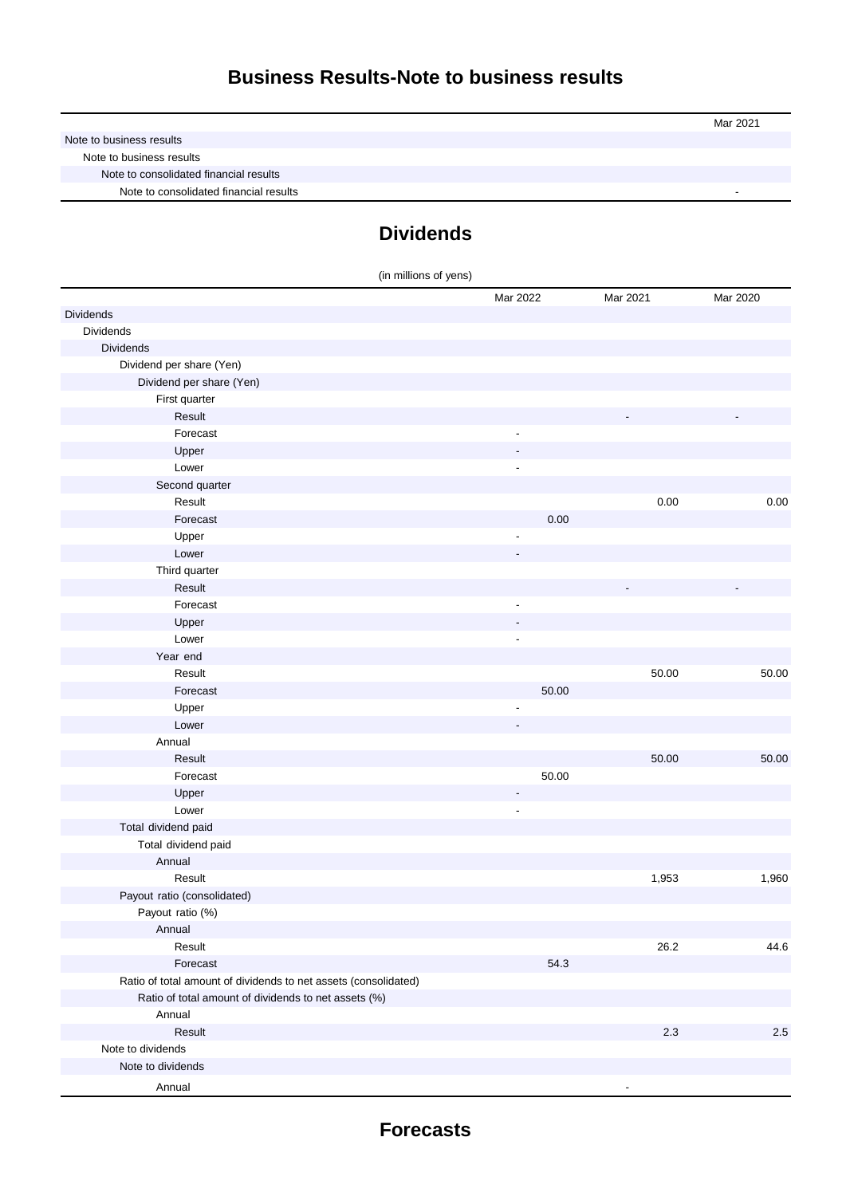## Business Results-Note to business results

| | Mar 2021 |
|---|---|
| Note to business results | |
| Note to business results | |
| Note to consolidated financial results | |
| Note to consolidated financial results | - |

## Dividends

(in millions of yens)

| | Mar 2022 | Mar 2021 | Mar 2020 |
|---|---|---|---|
| Dividends | | | |
| Dividends | | | |
| Dividends | | | |
| Dividend per share (Yen) | | | |
| Dividend per share (Yen) | | | |
| First quarter | | | |
| Result | | - | - |
| Forecast | - | | |
| Upper | - | | |
| Lower | - | | |
| Second quarter | | | |
| Result | | 0.00 | 0.00 |
| Forecast | 0.00 | | |
| Upper | - | | |
| Lower | - | | |
| Third quarter | | | |
| Result | | - | - |
| Forecast | - | | |
| Upper | - | | |
| Lower | - | | |
| Year end | | | |
| Result | | 50.00 | 50.00 |
| Forecast | 50.00 | | |
| Upper | - | | |
| Lower | - | | |
| Annual | | | |
| Result | | 50.00 | 50.00 |
| Forecast | 50.00 | | |
| Upper | - | | |
| Lower | - | | |
| Total dividend paid | | | |
| Total dividend paid | | | |
| Annual | | | |
| Result | | 1,953 | 1,960 |
| Payout ratio (consolidated) | | | |
| Payout ratio (%) | | | |
| Annual | | | |
| Result | | 26.2 | 44.6 |
| Forecast | 54.3 | | |
| Ratio of total amount of dividends to net assets (consolidated) | | | |
| Ratio of total amount of dividends to net assets (%) | | | |
| Annual | | | |
| Result | | 2.3 | 2.5 |
| Note to dividends | | | |
| Note to dividends | | | |
| Annual | | - | |

## Forecasts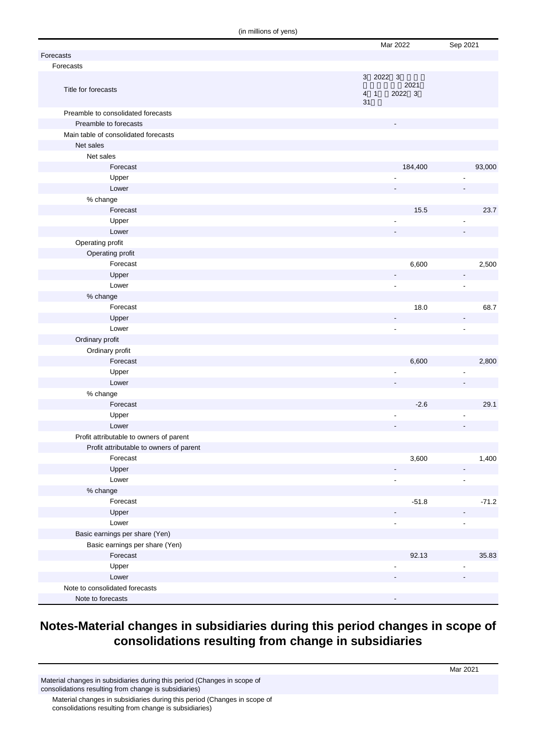(in millions of yens)

| | Mar 2022 | Sep 2021 |
|---|---|---|
| Forecasts | | |
| Forecasts | | |
| Title for forecasts | 3 2022 3 2021 4 1 2022 3 31 | |
| Preamble to consolidated forecasts | | |
| Preamble to forecasts | - | |
| Main table of consolidated forecasts | | |
| Net sales | | |
| Net sales | | |
| Forecast | 184,400 | 93,000 |
| Upper | - | - |
| Lower | - | - |
| % change | | |
| Forecast | 15.5 | 23.7 |
| Upper | - | - |
| Lower | - | - |
| Operating profit | | |
| Operating profit | | |
| Forecast | 6,600 | 2,500 |
| Upper | - | - |
| Lower | - | - |
| % change | | |
| Forecast | 18.0 | 68.7 |
| Upper | - | - |
| Lower | - | - |
| Ordinary profit | | |
| Ordinary profit | | |
| Forecast | 6,600 | 2,800 |
| Upper | - | - |
| Lower | - | - |
| % change | | |
| Forecast | -2.6 | 29.1 |
| Upper | - | - |
| Lower | - | - |
| Profit attributable to owners of parent | | |
| Profit attributable to owners of parent | | |
| Forecast | 3,600 | 1,400 |
| Upper | - | - |
| Lower | - | - |
| % change | | |
| Forecast | -51.8 | -71.2 |
| Upper | - | - |
| Lower | - | - |
| Basic earnings per share (Yen) | | |
| Basic earnings per share (Yen) | | |
| Forecast | 92.13 | 35.83 |
| Upper | - | - |
| Lower | - | - |
| Note to consolidated forecasts | | |
| Note to forecasts | - | |

## Notes-Material changes in subsidiaries during this period changes in scope of consolidations resulting from change in subsidiaries

| | Mar 2021 |
|---|---|
| Material changes in subsidiaries during this period (Changes in scope of consolidations resulting from change is subsidiaries) | |
| Material changes in subsidiaries during this period (Changes in scope of consolidations resulting from change is subsidiaries) | |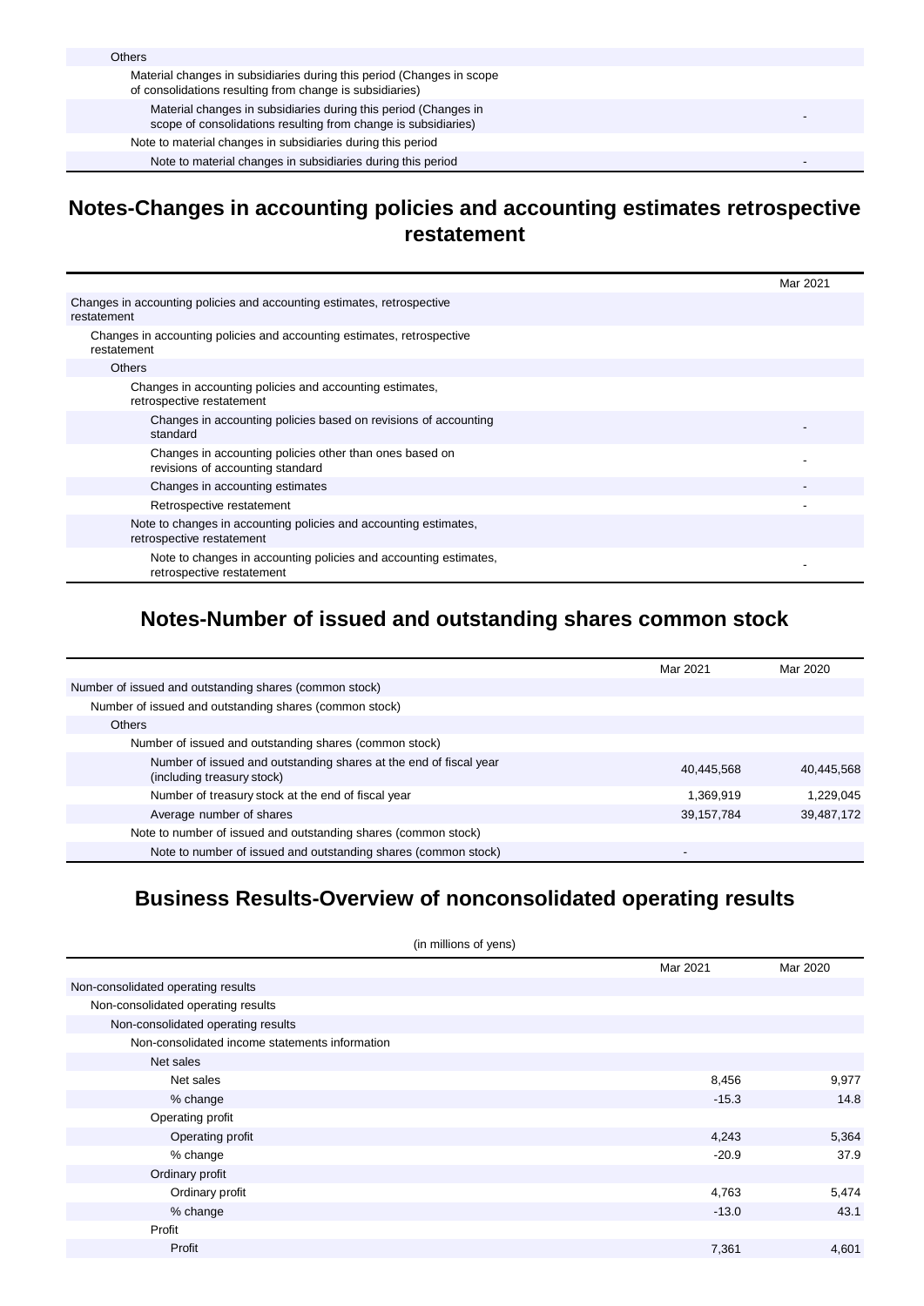| | |
|---|---|
| Others | |
| Material changes in subsidiaries during this period (Changes in scope of consolidations resulting from change is subsidiaries) | |
| Material changes in subsidiaries during this period (Changes in scope of consolidations resulting from change is subsidiaries) | - |
| Note to material changes in subsidiaries during this period | |
| Note to material changes in subsidiaries during this period | - |

## Notes-Changes in accounting policies and accounting estimates retrospective restatement

| | Mar 2021 |
|---|---|
| Changes in accounting policies and accounting estimates, retrospective restatement | |
| Changes in accounting policies and accounting estimates, retrospective restatement | |
| Others | |
| Changes in accounting policies and accounting estimates, retrospective restatement | |
| Changes in accounting policies based on revisions of accounting standard | - |
| Changes in accounting policies other than ones based on revisions of accounting standard | - |
| Changes in accounting estimates | - |
| Retrospective restatement | - |
| Note to changes in accounting policies and accounting estimates, retrospective restatement | |
| Note to changes in accounting policies and accounting estimates, retrospective restatement | - |

## Notes-Number of issued and outstanding shares common stock

| | Mar 2021 | Mar 2020 |
|---|---|---|
| Number of issued and outstanding shares (common stock) | | |
| Number of issued and outstanding shares (common stock) | | |
| Others | | |
| Number of issued and outstanding shares (common stock) | | |
| Number of issued and outstanding shares at the end of fiscal year (including treasury stock) | 40,445,568 | 40,445,568 |
| Number of treasury stock at the end of fiscal year | 1,369,919 | 1,229,045 |
| Average number of shares | 39,157,784 | 39,487,172 |
| Note to number of issued and outstanding shares (common stock) | | |
| Note to number of issued and outstanding shares (common stock) | - | |

## Business Results-Overview of nonconsolidated operating results

(in millions of yens)

| | Mar 2021 | Mar 2020 |
|---|---|---|
| Non-consolidated operating results | | |
| Non-consolidated operating results | | |
| Non-consolidated operating results | | |
| Non-consolidated income statements information | | |
| Net sales | | |
| Net sales | 8,456 | 9,977 |
| % change | -15.3 | 14.8 |
| Operating profit | | |
| Operating profit | 4,243 | 5,364 |
| % change | -20.9 | 37.9 |
| Ordinary profit | | |
| Ordinary profit | 4,763 | 5,474 |
| % change | -13.0 | 43.1 |
| Profit | | |
| Profit | 7,361 | 4,601 |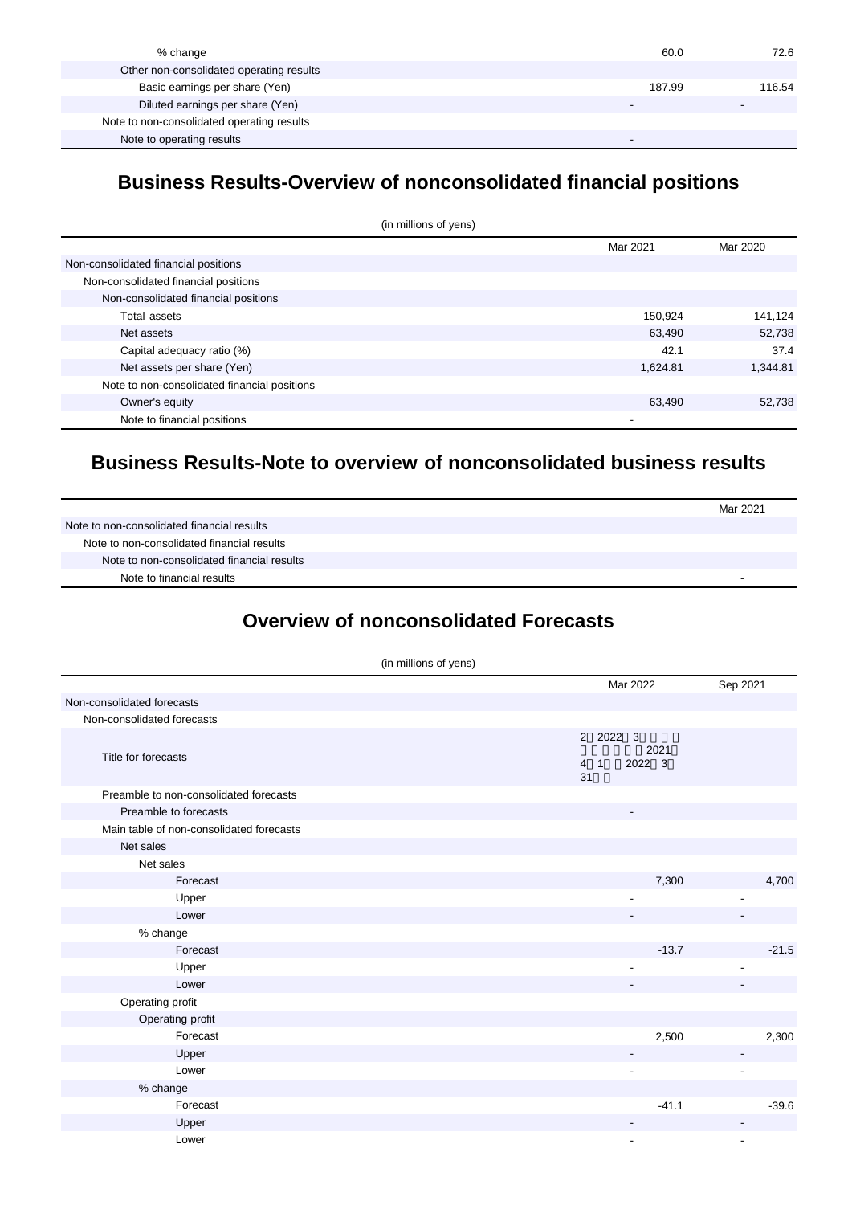| | | |
|---|---|---|
| % change | 60.0 | 72.6 |
| Other non-consolidated operating results | | |
| Basic earnings per share (Yen) | 187.99 | 116.54 |
| Diluted earnings per share (Yen) | - | - |
| Note to non-consolidated operating results | | |
| Note to operating results | - | |

## Business Results-Overview of nonconsolidated financial positions

(in millions of yens)

| | Mar 2021 | Mar 2020 |
|---|---|---|
| Non-consolidated financial positions | | |
| Non-consolidated financial positions | | |
| Non-consolidated financial positions | | |
| Total assets | 150,924 | 141,124 |
| Net assets | 63,490 | 52,738 |
| Capital adequacy ratio (%) | 42.1 | 37.4 |
| Net assets per share (Yen) | 1,624.81 | 1,344.81 |
| Note to non-consolidated financial positions | | |
| Owner's equity | 63,490 | 52,738 |
| Note to financial positions | - | |

## Business Results-Note to overview of nonconsolidated business results

| | Mar 2021 |
|---|---|
| Note to non-consolidated financial results | |
| Note to non-consolidated financial results | |
| Note to non-consolidated financial results | |
| Note to financial results | - |

## Overview of nonconsolidated Forecasts

(in millions of yens)

| | Mar 2022 | Sep 2021 |
|---|---|---|
| Non-consolidated forecasts | | |
| Non-consolidated forecasts | | |
| Title for forecasts | 2 2022 3 2021 4 1 2022 3 31 | |
| Preamble to non-consolidated forecasts | | |
| Preamble to forecasts | - | |
| Main table of non-consolidated forecasts | | |
| Net sales | | |
| Net sales | | |
| Forecast | 7,300 | 4,700 |
| Upper | - | - |
| Lower | - | - |
| % change | | |
| Forecast | -13.7 | -21.5 |
| Upper | - | - |
| Lower | - | - |
| Operating profit | | |
| Operating profit | | |
| Forecast | 2,500 | 2,300 |
| Upper | - | - |
| Lower | - | - |
| % change | | |
| Forecast | -41.1 | -39.6 |
| Upper | - | - |
| Lower | - | - |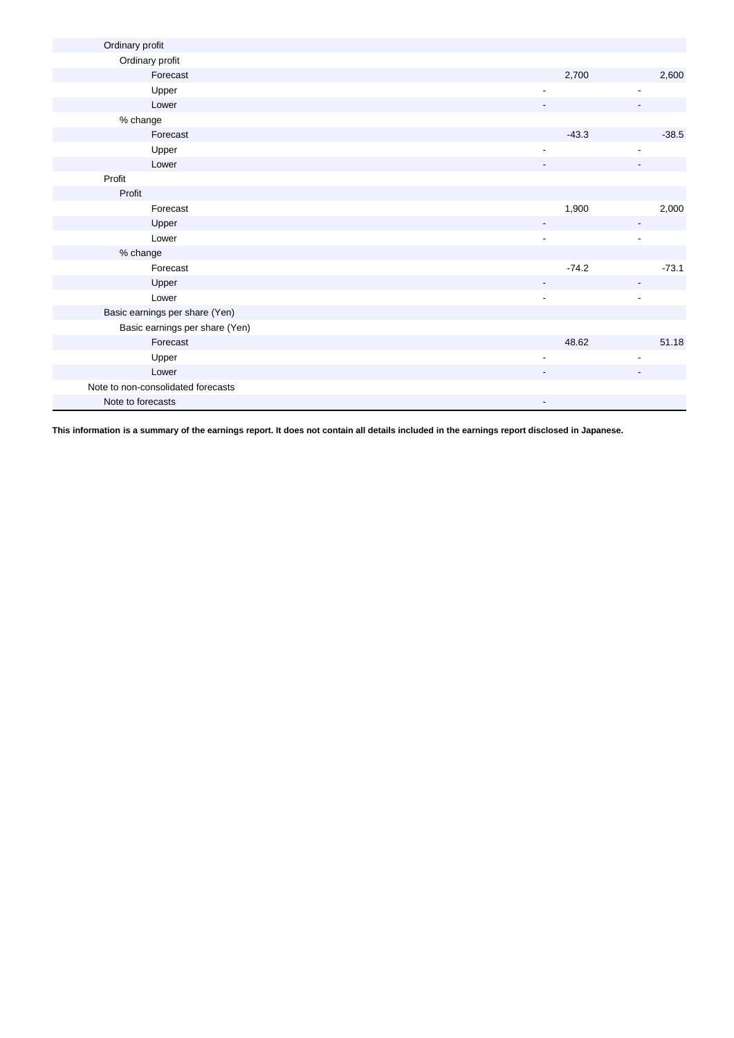| | | |
|---|---|---|
| Ordinary profit | | |
| Ordinary profit | | |
| Forecast | 2,700 | 2,600 |
| Upper | - | - |
| Lower | - | - |
| % change | | |
| Forecast | -43.3 | -38.5 |
| Upper | - | - |
| Lower | - | - |
| Profit | | |
| Profit | | |
| Forecast | 1,900 | 2,000 |
| Upper | - | - |
| Lower | - | - |
| % change | | |
| Forecast | -74.2 | -73.1 |
| Upper | - | - |
| Lower | - | - |
| Basic earnings per share (Yen) | | |
| Basic earnings per share (Yen) | | |
| Forecast | 48.62 | 51.18 |
| Upper | - | - |
| Lower | - | - |
| Note to non-consolidated forecasts | | |
| Note to forecasts | - | |

**This information is a summary of the earnings report. It does not contain all details included in the earnings report disclosed in Japanese.**